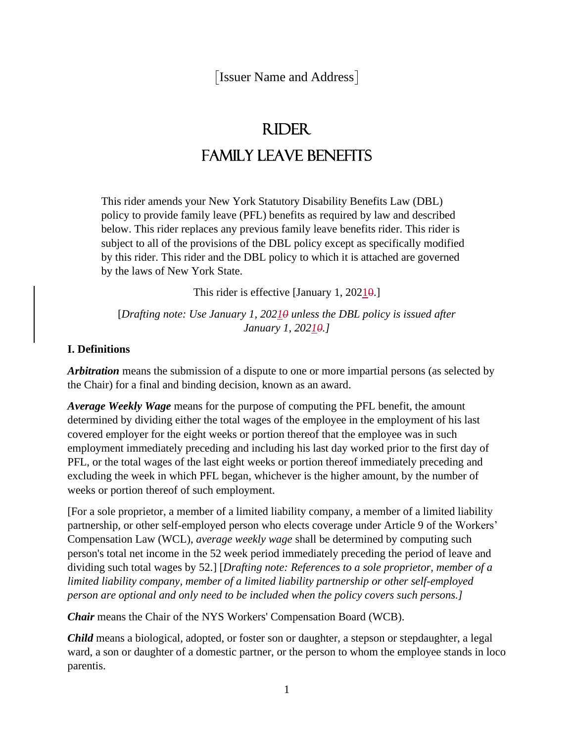[Issuer Name and Address]

# RIDER

# FAMILY LEAVE BENEFITS

This rider amends your New York Statutory Disability Benefits Law (DBL) policy to provide family leave (PFL) benefits as required by law and described below. This rider replaces any previous family leave benefits rider. This rider is subject to all of the provisions of the DBL policy except as specifically modified by this rider. This rider and the DBL policy to which it is attached are governed by the laws of New York State.

This rider is effective [January 1, 20210.]

[*Drafting note: Use January 1, 20210 unless the DBL policy is issued after January 1, 20210.]*

## I. Definitions

***Arbitration*** means the submission of a dispute to one or more impartial persons (as selected by the Chair) for a final and binding decision, known as an award.

***Average Weekly Wage*** means for the purpose of computing the PFL benefit, the amount determined by dividing either the total wages of the employee in the employment of his last covered employer for the eight weeks or portion thereof that the employee was in such employment immediately preceding and including his last day worked prior to the first day of PFL, or the total wages of the last eight weeks or portion thereof immediately preceding and excluding the week in which PFL began, whichever is the higher amount, by the number of weeks or portion thereof of such employment.

[For a sole proprietor, a member of a limited liability company, a member of a limited liability partnership, or other self-employed person who elects coverage under Article 9 of the Workers' Compensation Law (WCL), *average weekly wage* shall be determined by computing such person's total net income in the 52 week period immediately preceding the period of leave and dividing such total wages by 52.] [*Drafting note: References to a sole proprietor, member of a limited liability company, member of a limited liability partnership or other self-employed person are optional and only need to be included when the policy covers such persons.]*

***Chair*** means the Chair of the NYS Workers' Compensation Board (WCB).

***Child*** means a biological, adopted, or foster son or daughter, a stepson or stepdaughter, a legal ward, a son or daughter of a domestic partner, or the person to whom the employee stands in loco parentis.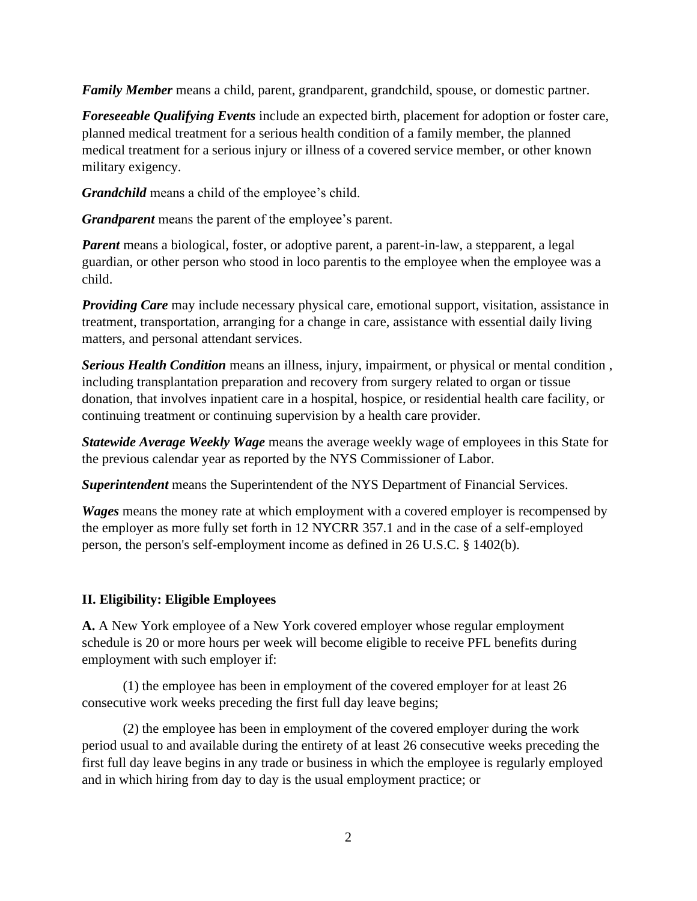***Family Member*** means a child, parent, grandparent, grandchild, spouse, or domestic partner.

***Foreseeable Qualifying Events*** include an expected birth, placement for adoption or foster care, planned medical treatment for a serious health condition of a family member, the planned medical treatment for a serious injury or illness of a covered service member, or other known military exigency.

***Grandchild*** means a child of the employee's child.

***Grandparent*** means the parent of the employee's parent.

***Parent*** means a biological, foster, or adoptive parent, a parent-in-law, a stepparent, a legal guardian, or other person who stood in loco parentis to the employee when the employee was a child.

***Providing Care*** may include necessary physical care, emotional support, visitation, assistance in treatment, transportation, arranging for a change in care, assistance with essential daily living matters, and personal attendant services.

***Serious Health Condition*** means an illness, injury, impairment, or physical or mental condition , including transplantation preparation and recovery from surgery related to organ or tissue donation, that involves inpatient care in a hospital, hospice, or residential health care facility, or continuing treatment or continuing supervision by a health care provider.

***Statewide Average Weekly Wage*** means the average weekly wage of employees in this State for the previous calendar year as reported by the NYS Commissioner of Labor.

***Superintendent*** means the Superintendent of the NYS Department of Financial Services.

***Wages*** means the money rate at which employment with a covered employer is recompensed by the employer as more fully set forth in 12 NYCRR 357.1 and in the case of a self-employed person, the person's self-employment income as defined in 26 U.S.C. § 1402(b).

## II. Eligibility: Eligible Employees

**A.** A New York employee of a New York covered employer whose regular employment schedule is 20 or more hours per week will become eligible to receive PFL benefits during employment with such employer if:

(1) the employee has been in employment of the covered employer for at least 26 consecutive work weeks preceding the first full day leave begins;

(2) the employee has been in employment of the covered employer during the work period usual to and available during the entirety of at least 26 consecutive weeks preceding the first full day leave begins in any trade or business in which the employee is regularly employed and in which hiring from day to day is the usual employment practice; or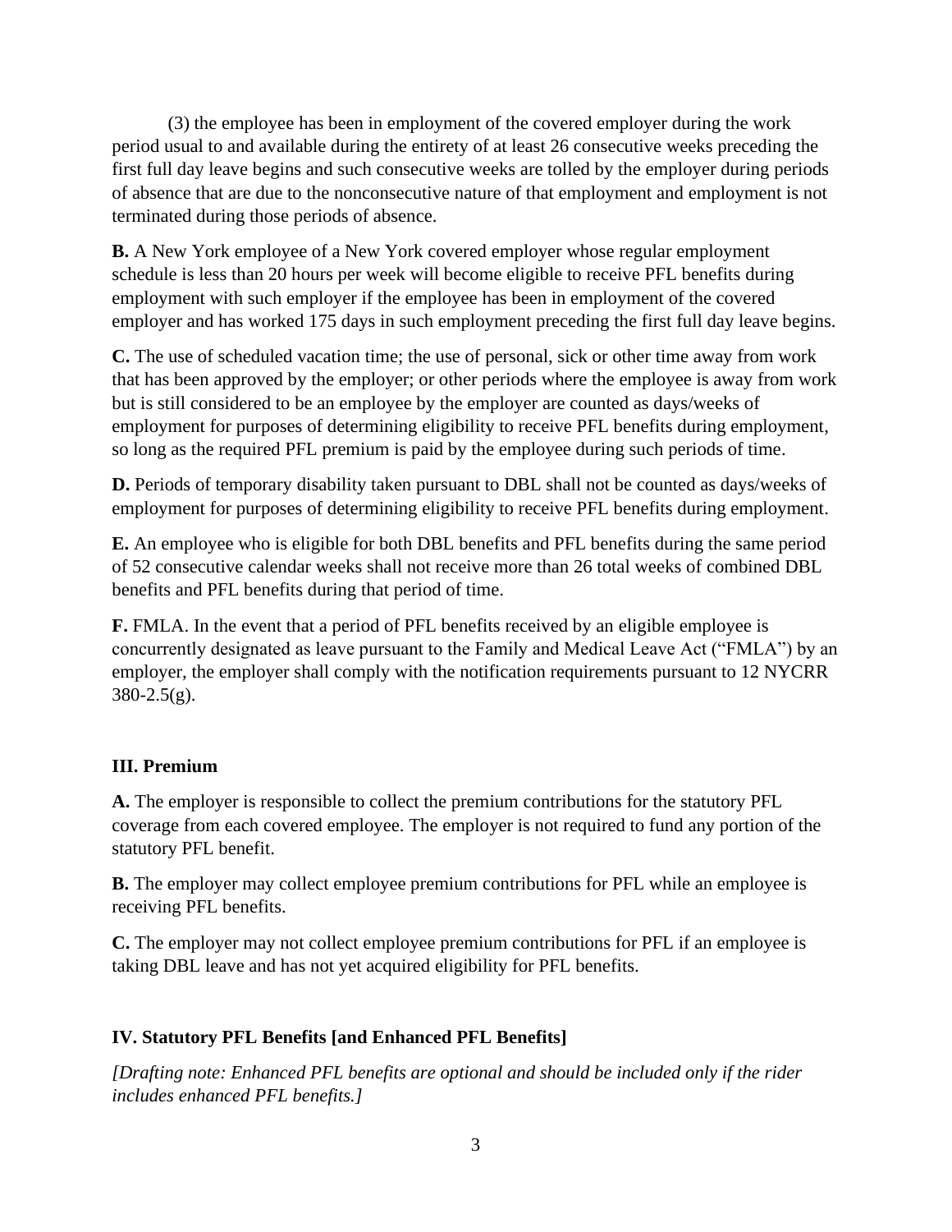(3) the employee has been in employment of the covered employer during the work period usual to and available during the entirety of at least 26 consecutive weeks preceding the first full day leave begins and such consecutive weeks are tolled by the employer during periods of absence that are due to the nonconsecutive nature of that employment and employment is not terminated during those periods of absence.

**B.** A New York employee of a New York covered employer whose regular employment schedule is less than 20 hours per week will become eligible to receive PFL benefits during employment with such employer if the employee has been in employment of the covered employer and has worked 175 days in such employment preceding the first full day leave begins.

**C.** The use of scheduled vacation time; the use of personal, sick or other time away from work that has been approved by the employer; or other periods where the employee is away from work but is still considered to be an employee by the employer are counted as days/weeks of employment for purposes of determining eligibility to receive PFL benefits during employment, so long as the required PFL premium is paid by the employee during such periods of time.

**D.** Periods of temporary disability taken pursuant to DBL shall not be counted as days/weeks of employment for purposes of determining eligibility to receive PFL benefits during employment.

**E.** An employee who is eligible for both DBL benefits and PFL benefits during the same period of 52 consecutive calendar weeks shall not receive more than 26 total weeks of combined DBL benefits and PFL benefits during that period of time.

**F.** FMLA. In the event that a period of PFL benefits received by an eligible employee is concurrently designated as leave pursuant to the Family and Medical Leave Act ("FMLA") by an employer, the employer shall comply with the notification requirements pursuant to 12 NYCRR 380-2.5(g).

### III. Premium

**A.** The employer is responsible to collect the premium contributions for the statutory PFL coverage from each covered employee. The employer is not required to fund any portion of the statutory PFL benefit.

**B.** The employer may collect employee premium contributions for PFL while an employee is receiving PFL benefits.

**C.** The employer may not collect employee premium contributions for PFL if an employee is taking DBL leave and has not yet acquired eligibility for PFL benefits.

### IV. Statutory PFL Benefits [and Enhanced PFL Benefits]

*[Drafting note: Enhanced PFL benefits are optional and should be included only if the rider includes enhanced PFL benefits.]*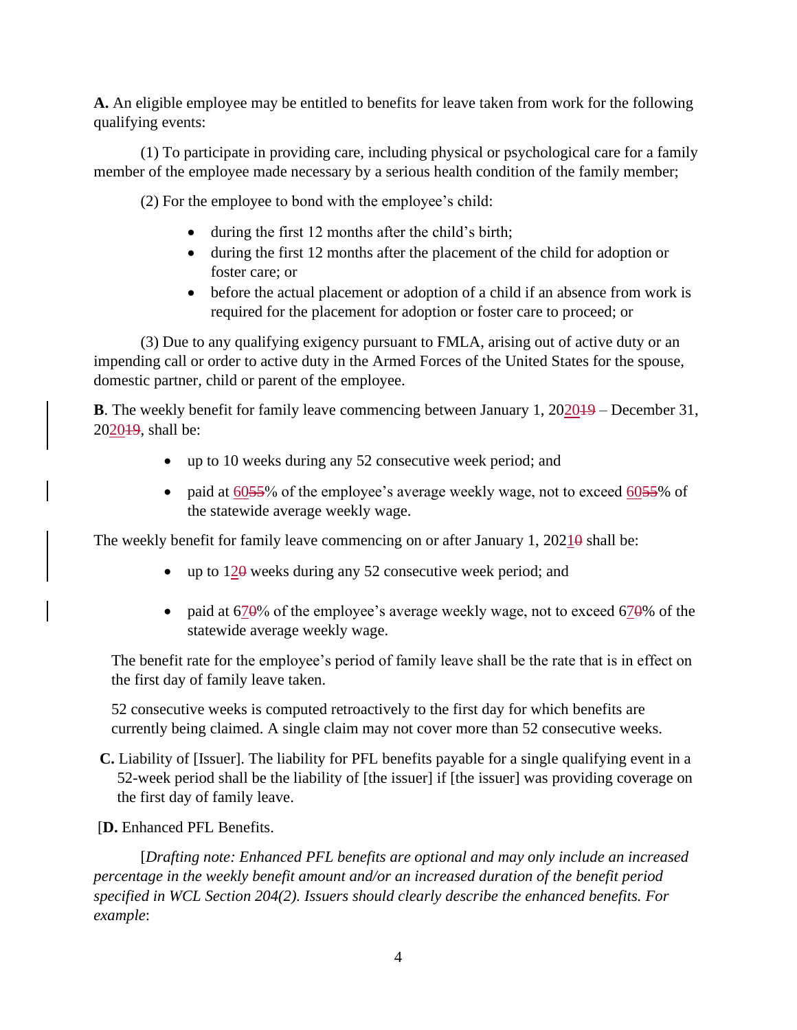**A.** An eligible employee may be entitled to benefits for leave taken from work for the following qualifying events:

(1) To participate in providing care, including physical or psychological care for a family member of the employee made necessary by a serious health condition of the family member;

(2) For the employee to bond with the employee's child:

- during the first 12 months after the child's birth;
- during the first 12 months after the placement of the child for adoption or foster care; or
- before the actual placement or adoption of a child if an absence from work is required for the placement for adoption or foster care to proceed; or

(3) Due to any qualifying exigency pursuant to FMLA, arising out of active duty or an impending call or order to active duty in the Armed Forces of the United States for the spouse, domestic partner, child or parent of the employee.

**B**. The weekly benefit for family leave commencing between January 1, 2020~~19~~ – December 31, 2020~~19~~, shall be:

- up to 10 weeks during any 52 consecutive week period; and
- paid at 60~~55~~% of the employee's average weekly wage, not to exceed 60~~55~~% of the statewide average weekly wage.

The weekly benefit for family leave commencing on or after January 1, 2021~~0~~ shall be:

- up to 12~~0~~ weeks during any 52 consecutive week period; and
- paid at 67~~0~~% of the employee's average weekly wage, not to exceed 67~~0~~% of the statewide average weekly wage.

The benefit rate for the employee's period of family leave shall be the rate that is in effect on the first day of family leave taken.

52 consecutive weeks is computed retroactively to the first day for which benefits are currently being claimed. A single claim may not cover more than 52 consecutive weeks.

**C.** Liability of [Issuer]. The liability for PFL benefits payable for a single qualifying event in a 52-week period shall be the liability of [the issuer] if [the issuer] was providing coverage on the first day of family leave.

[**D.** Enhanced PFL Benefits.

[*Drafting note: Enhanced PFL benefits are optional and may only include an increased percentage in the weekly benefit amount and/or an increased duration of the benefit period specified in WCL Section 204(2). Issuers should clearly describe the enhanced benefits. For example*: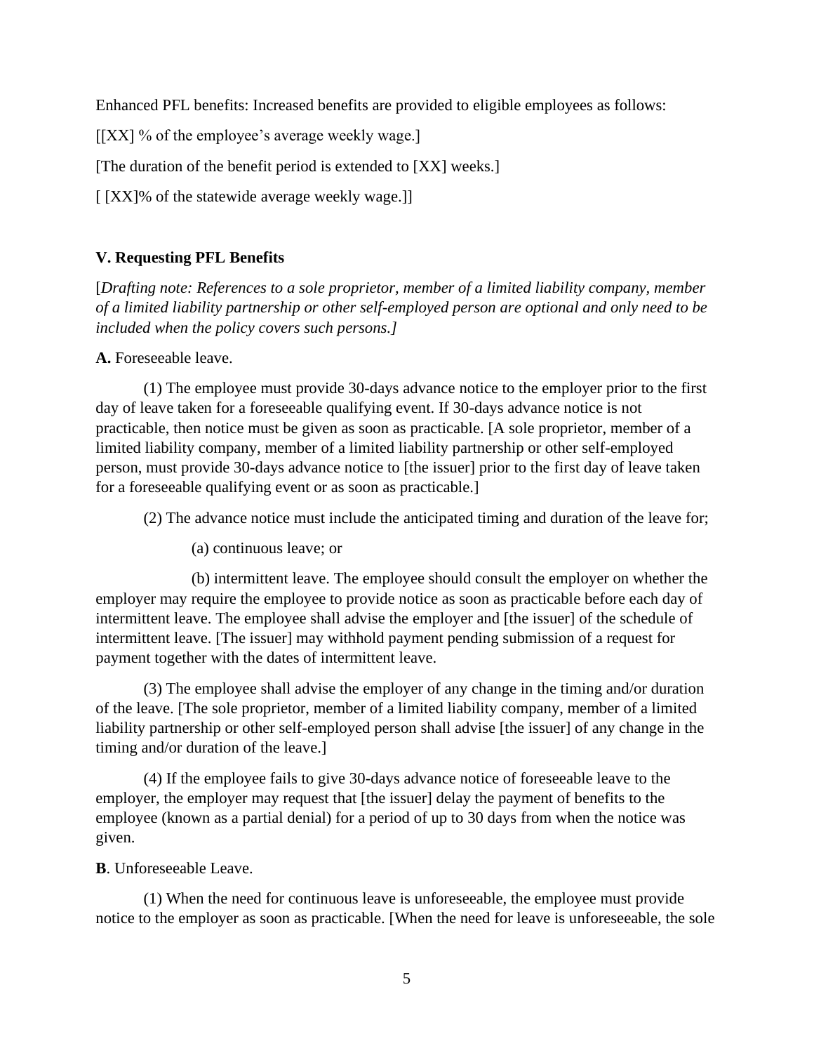Enhanced PFL benefits: Increased benefits are provided to eligible employees as follows:

[[XX] % of the employee's average weekly wage.]

[The duration of the benefit period is extended to [XX] weeks.]

[ [XX]% of the statewide average weekly wage.]]

**V. Requesting PFL Benefits**

[*Drafting note: References to a sole proprietor, member of a limited liability company, member of a limited liability partnership or other self-employed person are optional and only need to be included when the policy covers such persons.]*

**A.** Foreseeable leave.

(1) The employee must provide 30-days advance notice to the employer prior to the first day of leave taken for a foreseeable qualifying event. If 30-days advance notice is not practicable, then notice must be given as soon as practicable. [A sole proprietor, member of a limited liability company, member of a limited liability partnership or other self-employed person, must provide 30-days advance notice to [the issuer] prior to the first day of leave taken for a foreseeable qualifying event or as soon as practicable.]

(2) The advance notice must include the anticipated timing and duration of the leave for;

(a) continuous leave; or

(b) intermittent leave. The employee should consult the employer on whether the employer may require the employee to provide notice as soon as practicable before each day of intermittent leave. The employee shall advise the employer and [the issuer] of the schedule of intermittent leave. [The issuer] may withhold payment pending submission of a request for payment together with the dates of intermittent leave.

(3) The employee shall advise the employer of any change in the timing and/or duration of the leave. [The sole proprietor, member of a limited liability company, member of a limited liability partnership or other self-employed person shall advise [the issuer] of any change in the timing and/or duration of the leave.]

(4) If the employee fails to give 30-days advance notice of foreseeable leave to the employer, the employer may request that [the issuer] delay the payment of benefits to the employee (known as a partial denial) for a period of up to 30 days from when the notice was given.

**B**. Unforeseeable Leave.

(1) When the need for continuous leave is unforeseeable, the employee must provide notice to the employer as soon as practicable. [When the need for leave is unforeseeable, the sole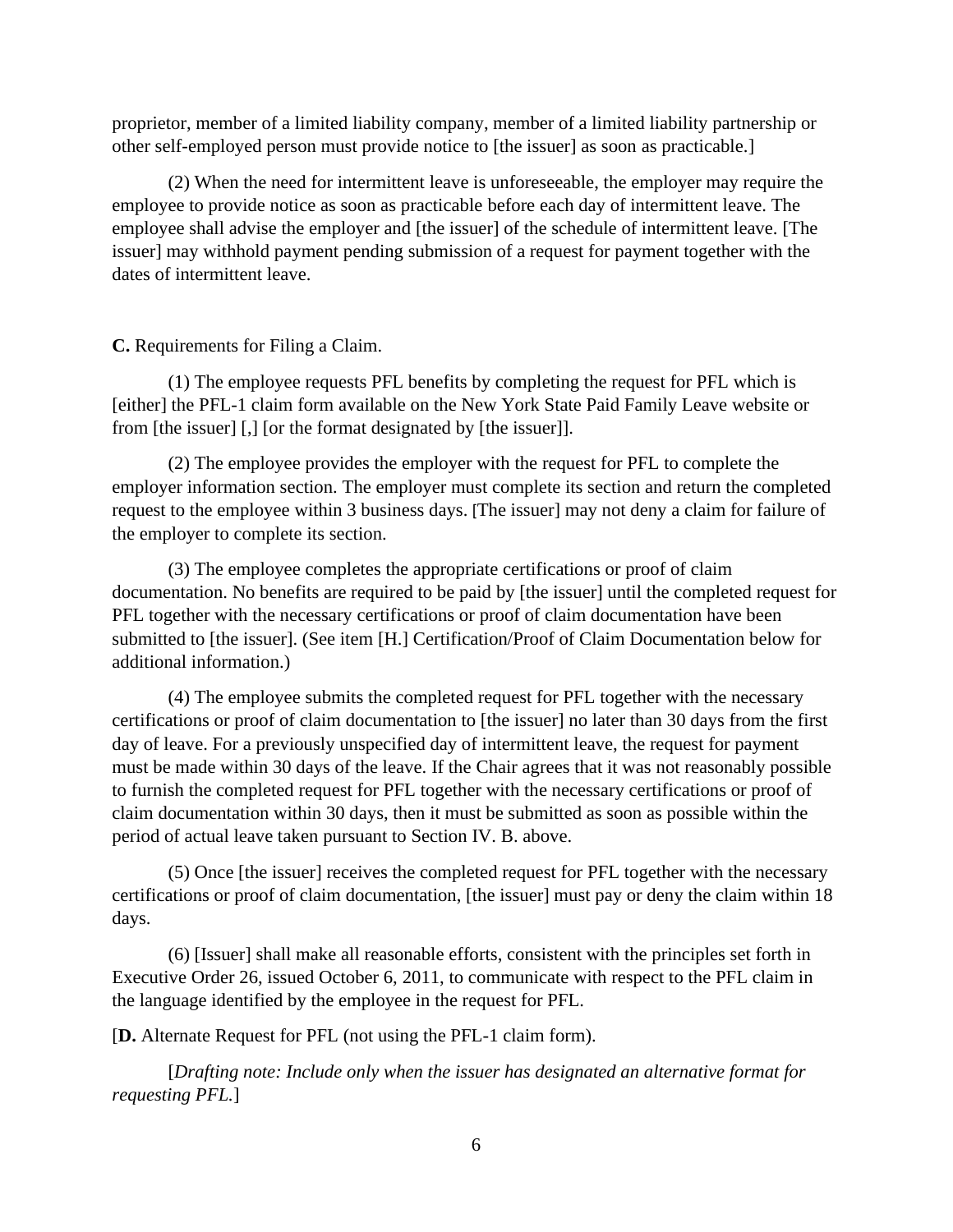proprietor, member of a limited liability company, member of a limited liability partnership or other self-employed person must provide notice to [the issuer] as soon as practicable.]

(2) When the need for intermittent leave is unforeseeable, the employer may require the employee to provide notice as soon as practicable before each day of intermittent leave. The employee shall advise the employer and [the issuer] of the schedule of intermittent leave. [The issuer] may withhold payment pending submission of a request for payment together with the dates of intermittent leave.

**C.** Requirements for Filing a Claim.

(1) The employee requests PFL benefits by completing the request for PFL which is [either] the PFL-1 claim form available on the New York State Paid Family Leave website or from [the issuer] [,] [or the format designated by [the issuer]].

(2) The employee provides the employer with the request for PFL to complete the employer information section. The employer must complete its section and return the completed request to the employee within 3 business days. [The issuer] may not deny a claim for failure of the employer to complete its section.

(3) The employee completes the appropriate certifications or proof of claim documentation. No benefits are required to be paid by [the issuer] until the completed request for PFL together with the necessary certifications or proof of claim documentation have been submitted to [the issuer]. (See item [H.] Certification/Proof of Claim Documentation below for additional information.)

(4) The employee submits the completed request for PFL together with the necessary certifications or proof of claim documentation to [the issuer] no later than 30 days from the first day of leave. For a previously unspecified day of intermittent leave, the request for payment must be made within 30 days of the leave. If the Chair agrees that it was not reasonably possible to furnish the completed request for PFL together with the necessary certifications or proof of claim documentation within 30 days, then it must be submitted as soon as possible within the period of actual leave taken pursuant to Section IV. B. above.

(5) Once [the issuer] receives the completed request for PFL together with the necessary certifications or proof of claim documentation, [the issuer] must pay or deny the claim within 18 days.

(6) [Issuer] shall make all reasonable efforts, consistent with the principles set forth in Executive Order 26, issued October 6, 2011, to communicate with respect to the PFL claim in the language identified by the employee in the request for PFL.

[**D.** Alternate Request for PFL (not using the PFL-1 claim form).

[*Drafting note: Include only when the issuer has designated an alternative format for requesting PFL.*]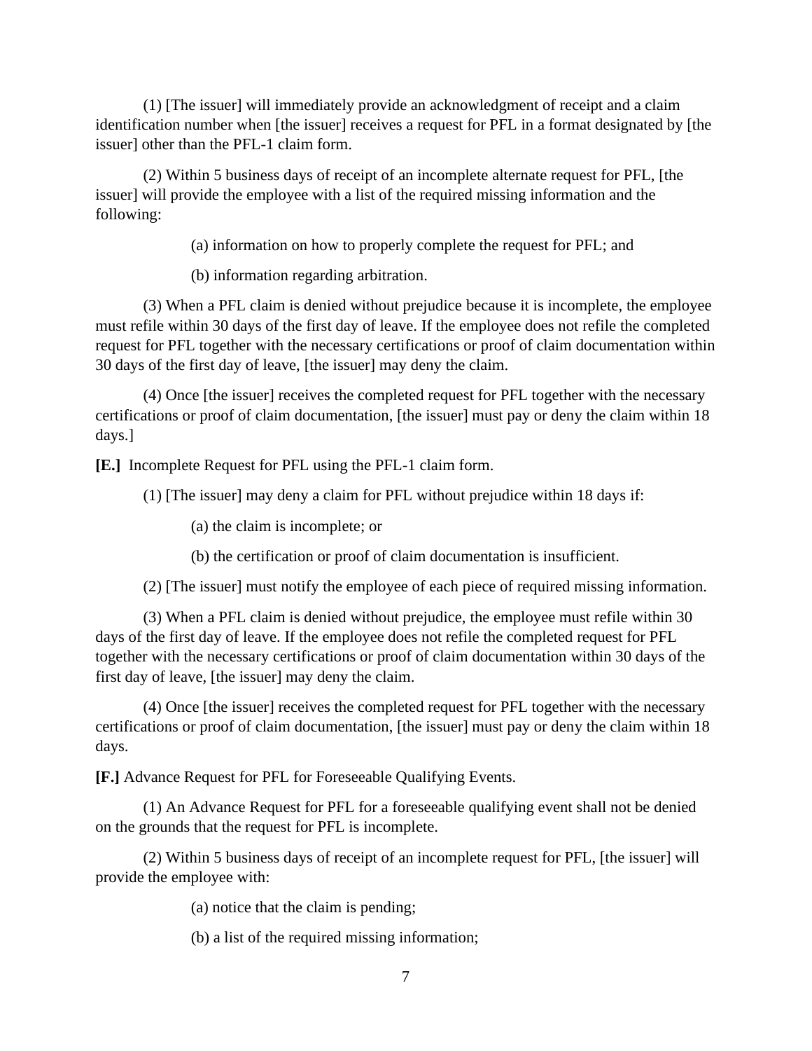(1) [The issuer] will immediately provide an acknowledgment of receipt and a claim identification number when [the issuer] receives a request for PFL in a format designated by [the issuer] other than the PFL-1 claim form.

(2) Within 5 business days of receipt of an incomplete alternate request for PFL, [the issuer] will provide the employee with a list of the required missing information and the following:

(a) information on how to properly complete the request for PFL; and

(b) information regarding arbitration.

(3) When a PFL claim is denied without prejudice because it is incomplete, the employee must refile within 30 days of the first day of leave. If the employee does not refile the completed request for PFL together with the necessary certifications or proof of claim documentation within 30 days of the first day of leave, [the issuer] may deny the claim.

(4) Once [the issuer] receives the completed request for PFL together with the necessary certifications or proof of claim documentation, [the issuer] must pay or deny the claim within 18 days.]

**[E.]** Incomplete Request for PFL using the PFL-1 claim form.

(1) [The issuer] may deny a claim for PFL without prejudice within 18 days if:

(a) the claim is incomplete; or

(b) the certification or proof of claim documentation is insufficient.

(2) [The issuer] must notify the employee of each piece of required missing information.

(3) When a PFL claim is denied without prejudice, the employee must refile within 30 days of the first day of leave. If the employee does not refile the completed request for PFL together with the necessary certifications or proof of claim documentation within 30 days of the first day of leave, [the issuer] may deny the claim.

(4) Once [the issuer] receives the completed request for PFL together with the necessary certifications or proof of claim documentation, [the issuer] must pay or deny the claim within 18 days.

**[F.]** Advance Request for PFL for Foreseeable Qualifying Events.

(1) An Advance Request for PFL for a foreseeable qualifying event shall not be denied on the grounds that the request for PFL is incomplete.

(2) Within 5 business days of receipt of an incomplete request for PFL, [the issuer] will provide the employee with:

(a) notice that the claim is pending;

(b) a list of the required missing information;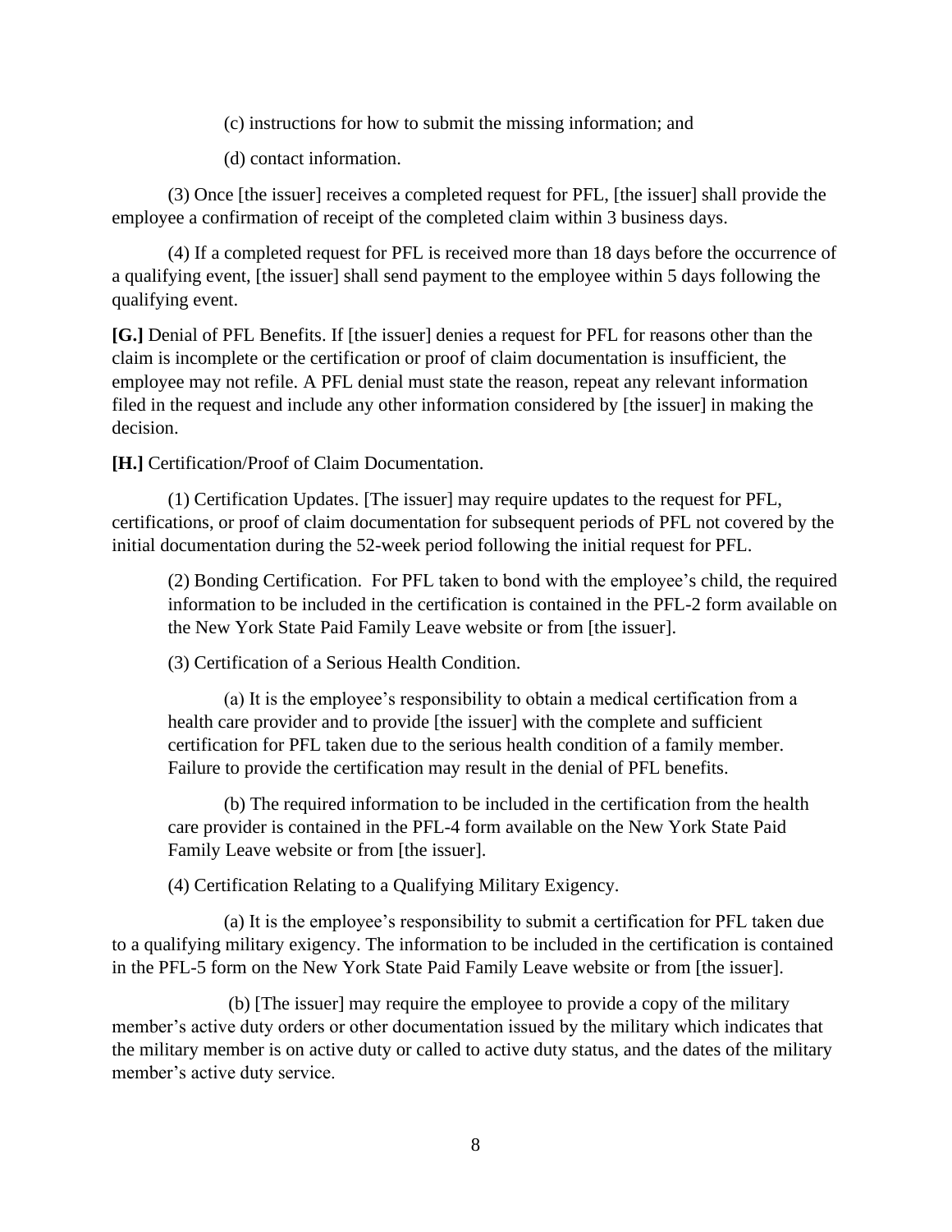(c) instructions for how to submit the missing information; and

(d) contact information.

(3) Once [the issuer] receives a completed request for PFL, [the issuer] shall provide the employee a confirmation of receipt of the completed claim within 3 business days.

(4) If a completed request for PFL is received more than 18 days before the occurrence of a qualifying event, [the issuer] shall send payment to the employee within 5 days following the qualifying event.

**[G.]** Denial of PFL Benefits. If [the issuer] denies a request for PFL for reasons other than the claim is incomplete or the certification or proof of claim documentation is insufficient, the employee may not refile. A PFL denial must state the reason, repeat any relevant information filed in the request and include any other information considered by [the issuer] in making the decision.

**[H.]** Certification/Proof of Claim Documentation.

(1) Certification Updates. [The issuer] may require updates to the request for PFL, certifications, or proof of claim documentation for subsequent periods of PFL not covered by the initial documentation during the 52-week period following the initial request for PFL.

(2) Bonding Certification. For PFL taken to bond with the employee's child, the required information to be included in the certification is contained in the PFL-2 form available on the New York State Paid Family Leave website or from [the issuer].

(3) Certification of a Serious Health Condition.

(a) It is the employee's responsibility to obtain a medical certification from a health care provider and to provide [the issuer] with the complete and sufficient certification for PFL taken due to the serious health condition of a family member. Failure to provide the certification may result in the denial of PFL benefits.

(b) The required information to be included in the certification from the health care provider is contained in the PFL-4 form available on the New York State Paid Family Leave website or from [the issuer].

(4) Certification Relating to a Qualifying Military Exigency.

(a) It is the employee's responsibility to submit a certification for PFL taken due to a qualifying military exigency. The information to be included in the certification is contained in the PFL-5 form on the New York State Paid Family Leave website or from [the issuer].

(b) [The issuer] may require the employee to provide a copy of the military member's active duty orders or other documentation issued by the military which indicates that the military member is on active duty or called to active duty status, and the dates of the military member's active duty service.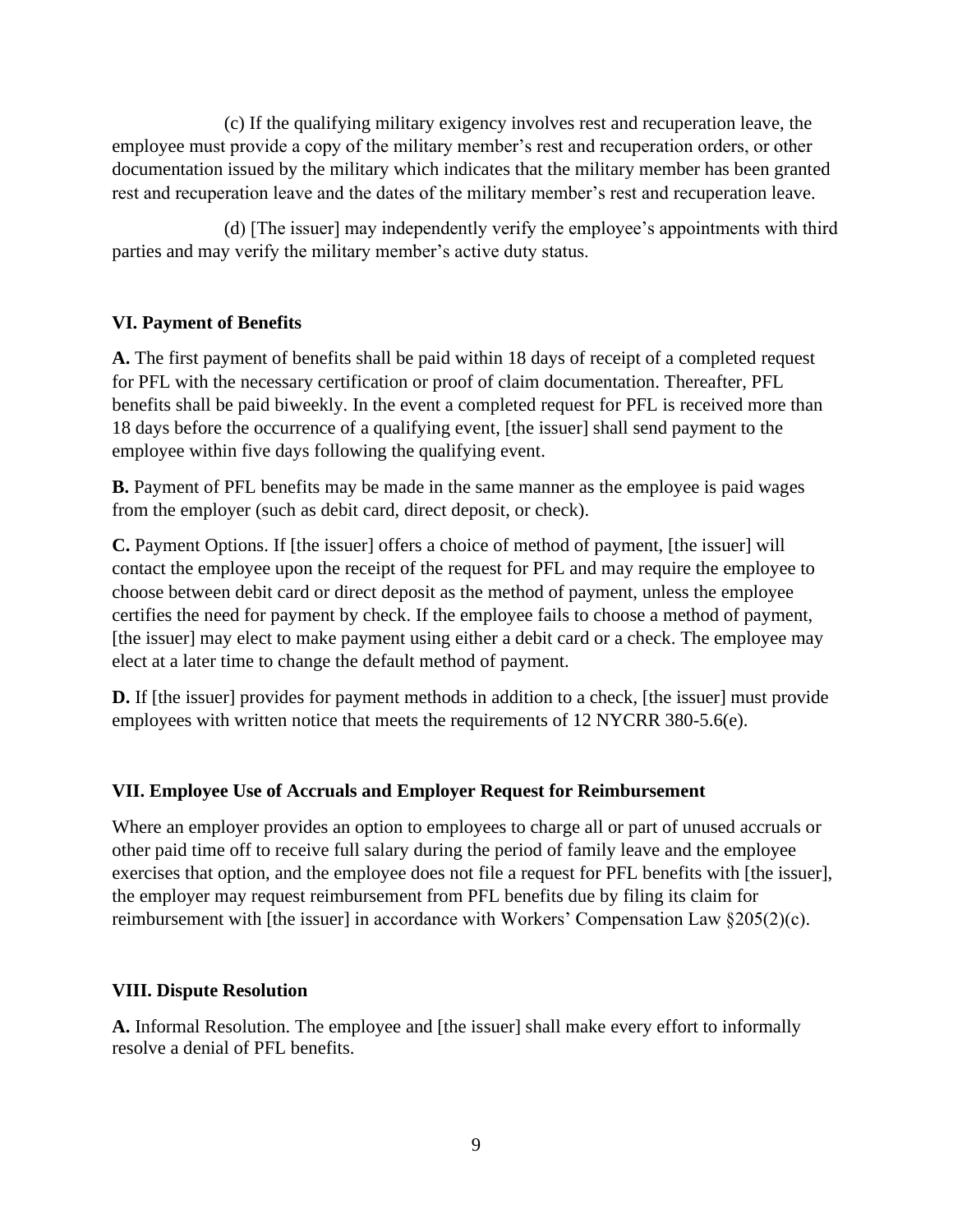(c) If the qualifying military exigency involves rest and recuperation leave, the employee must provide a copy of the military member's rest and recuperation orders, or other documentation issued by the military which indicates that the military member has been granted rest and recuperation leave and the dates of the military member's rest and recuperation leave.

(d) [The issuer] may independently verify the employee's appointments with third parties and may verify the military member's active duty status.

## VI. Payment of Benefits

**A.** The first payment of benefits shall be paid within 18 days of receipt of a completed request for PFL with the necessary certification or proof of claim documentation. Thereafter, PFL benefits shall be paid biweekly. In the event a completed request for PFL is received more than 18 days before the occurrence of a qualifying event, [the issuer] shall send payment to the employee within five days following the qualifying event.

**B.** Payment of PFL benefits may be made in the same manner as the employee is paid wages from the employer (such as debit card, direct deposit, or check).

**C.** Payment Options. If [the issuer] offers a choice of method of payment, [the issuer] will contact the employee upon the receipt of the request for PFL and may require the employee to choose between debit card or direct deposit as the method of payment, unless the employee certifies the need for payment by check. If the employee fails to choose a method of payment, [the issuer] may elect to make payment using either a debit card or a check. The employee may elect at a later time to change the default method of payment.

**D.** If [the issuer] provides for payment methods in addition to a check, [the issuer] must provide employees with written notice that meets the requirements of 12 NYCRR 380-5.6(e).

## VII. Employee Use of Accruals and Employer Request for Reimbursement

Where an employer provides an option to employees to charge all or part of unused accruals or other paid time off to receive full salary during the period of family leave and the employee exercises that option, and the employee does not file a request for PFL benefits with [the issuer], the employer may request reimbursement from PFL benefits due by filing its claim for reimbursement with [the issuer] in accordance with Workers' Compensation Law §205(2)(c).

## VIII. Dispute Resolution

**A.** Informal Resolution. The employee and [the issuer] shall make every effort to informally resolve a denial of PFL benefits.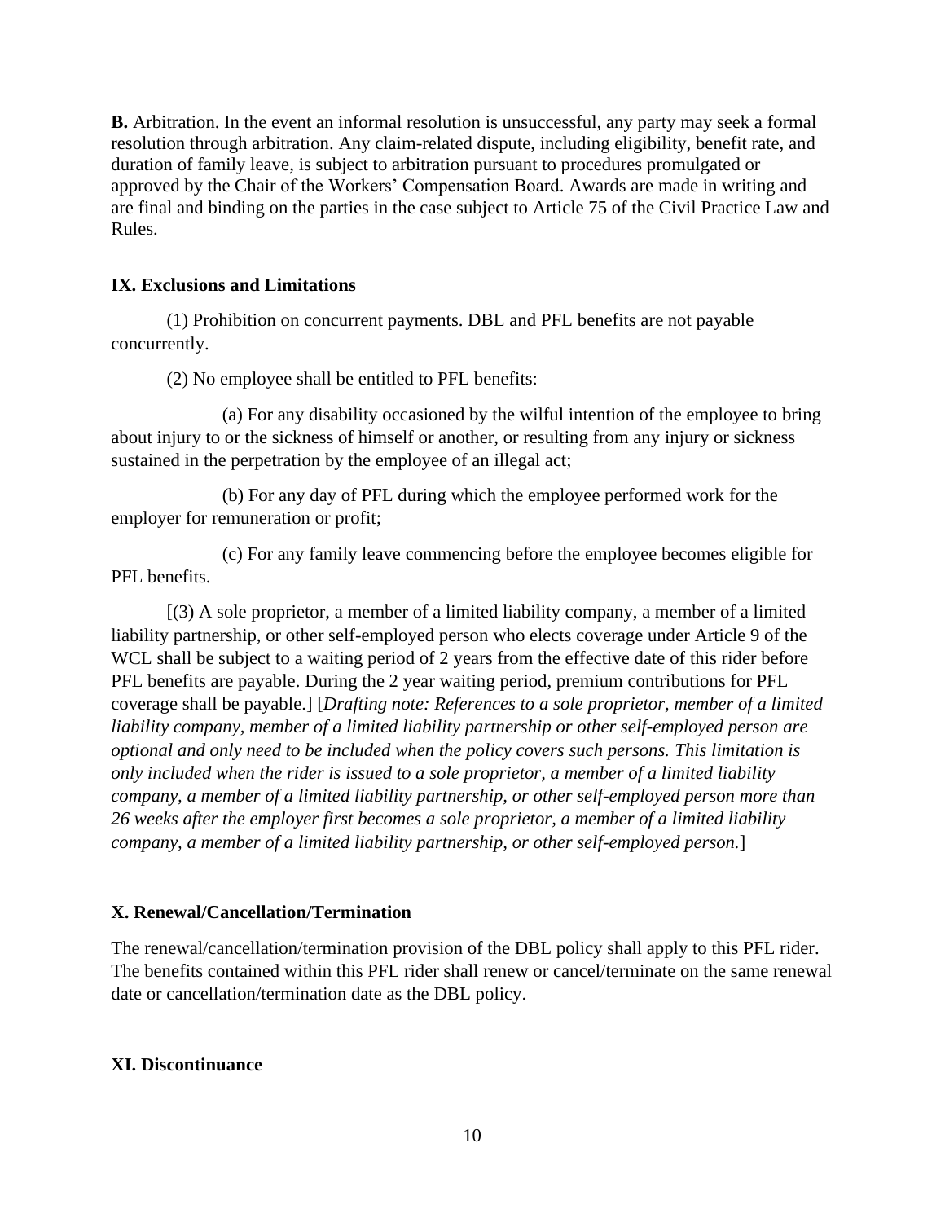**B.** Arbitration. In the event an informal resolution is unsuccessful, any party may seek a formal resolution through arbitration. Any claim-related dispute, including eligibility, benefit rate, and duration of family leave, is subject to arbitration pursuant to procedures promulgated or approved by the Chair of the Workers' Compensation Board. Awards are made in writing and are final and binding on the parties in the case subject to Article 75 of the Civil Practice Law and Rules.

## IX. Exclusions and Limitations

(1) Prohibition on concurrent payments. DBL and PFL benefits are not payable concurrently.

(2) No employee shall be entitled to PFL benefits:

(a) For any disability occasioned by the wilful intention of the employee to bring about injury to or the sickness of himself or another, or resulting from any injury or sickness sustained in the perpetration by the employee of an illegal act;

(b) For any day of PFL during which the employee performed work for the employer for remuneration or profit;

(c) For any family leave commencing before the employee becomes eligible for PFL benefits.

[(3) A sole proprietor, a member of a limited liability company, a member of a limited liability partnership, or other self-employed person who elects coverage under Article 9 of the WCL shall be subject to a waiting period of 2 years from the effective date of this rider before PFL benefits are payable. During the 2 year waiting period, premium contributions for PFL coverage shall be payable.] [*Drafting note: References to a sole proprietor, member of a limited liability company, member of a limited liability partnership or other self-employed person are optional and only need to be included when the policy covers such persons. This limitation is only included when the rider is issued to a sole proprietor, a member of a limited liability company, a member of a limited liability partnership, or other self-employed person more than 26 weeks after the employer first becomes a sole proprietor, a member of a limited liability company, a member of a limited liability partnership, or other self-employed person.*]

## X. Renewal/Cancellation/Termination

The renewal/cancellation/termination provision of the DBL policy shall apply to this PFL rider. The benefits contained within this PFL rider shall renew or cancel/terminate on the same renewal date or cancellation/termination date as the DBL policy.

## XI. Discontinuance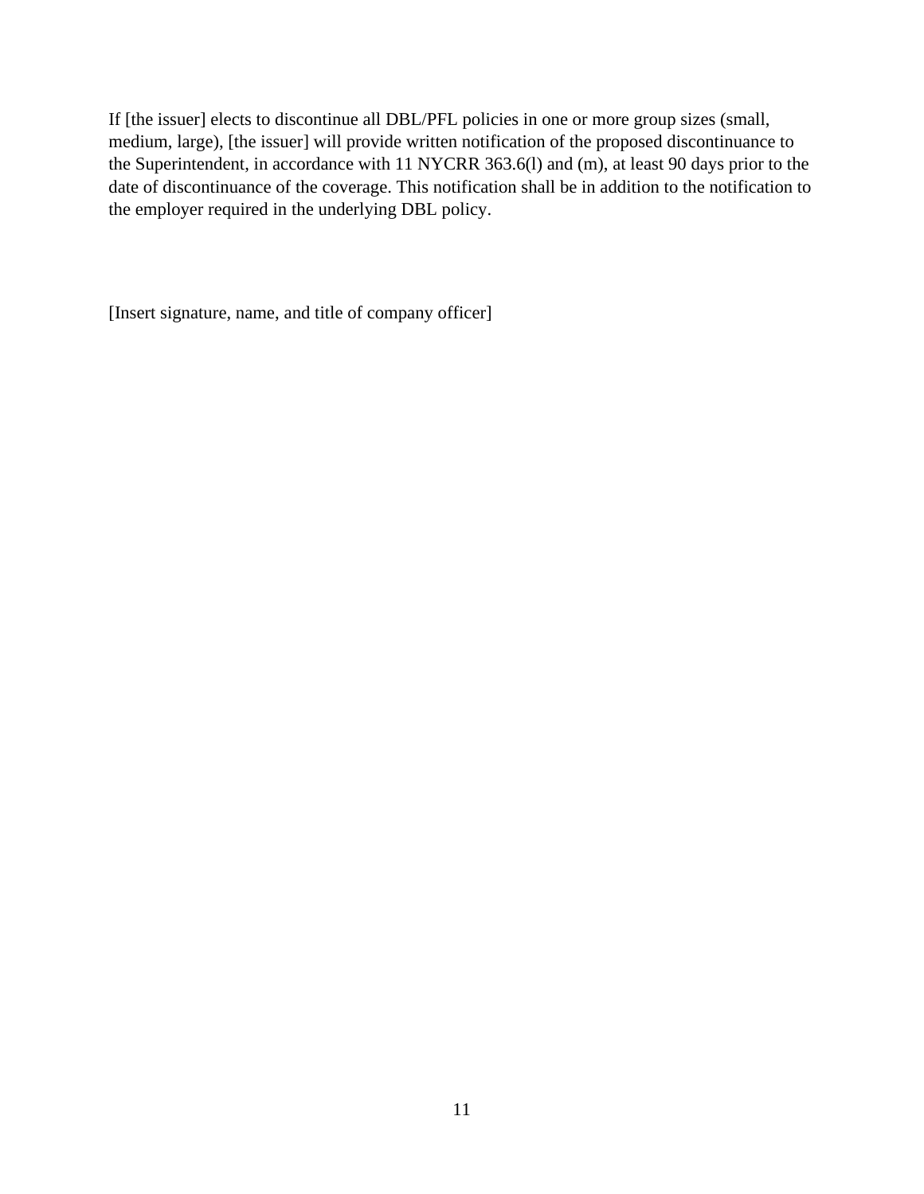If [the issuer] elects to discontinue all DBL/PFL policies in one or more group sizes (small, medium, large), [the issuer] will provide written notification of the proposed discontinuance to the Superintendent, in accordance with 11 NYCRR 363.6(l) and (m), at least 90 days prior to the date of discontinuance of the coverage. This notification shall be in addition to the notification to the employer required in the underlying DBL policy.

[Insert signature, name, and title of company officer]